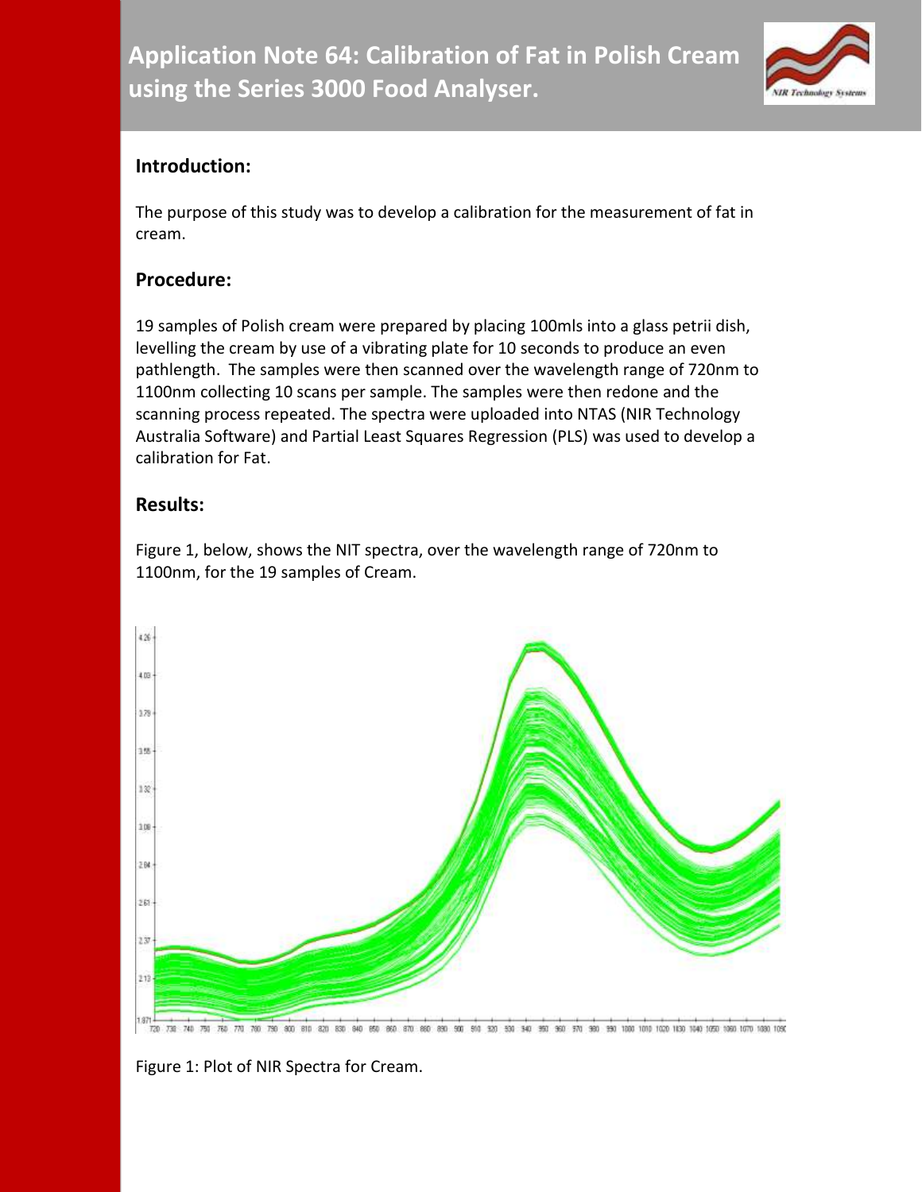# Application Note 64: Calibration of Fat in Polish Cream using the Series 3000 Food Analyser.

## Introduction:

The purpose of this study was to develop a calibration for the measurement of fat in cream.

## Procedure:

19 samples of Polish cream were prepared by placing 100mls into a glass petrii dish, levelling the cream by use of a vibrating plate for 10 seconds to produce an even pathlength. The samples were then scanned over the wavelength range of 720nm to 1100nm collecting 10 scans per sample. The samples were then redone and the scanning process repeated. The spectra were uploaded into NTAS (NIR Technology Australia Software) and Partial Least Squares Regression (PLS) was used to develop a calibration for Fat.

## Results:

Figure 1, below, shows the NIT spectra, over the wavelength range of 720nm to 1100nm, for the 19 samples of Cream.

Figure 1: Plot of NIR Spectra for Cream.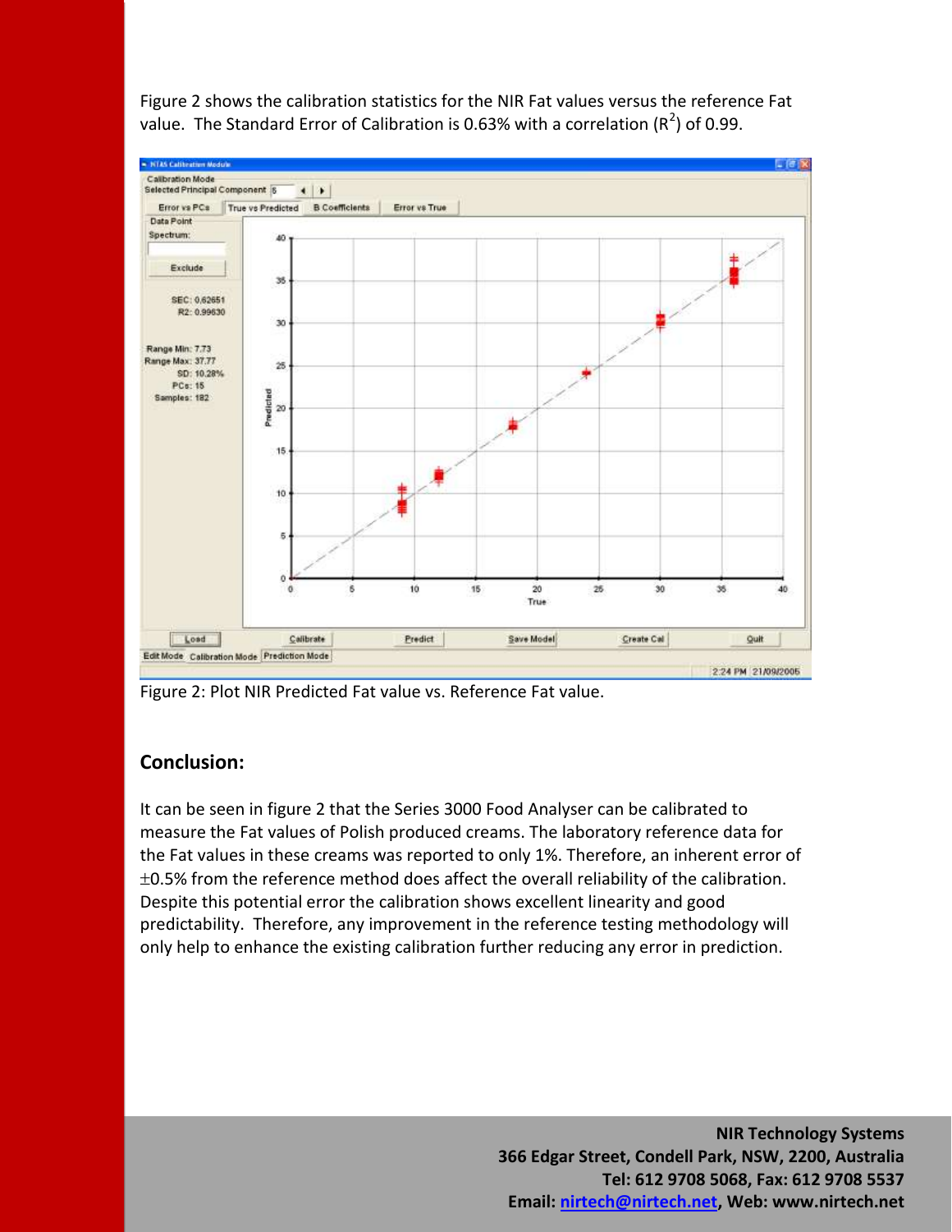Figure 2 shows the calibration statistics for the NIR Fat values versus the reference Fat value. The Standard Error of Calibration is 0.63% with a correlation ($R^2$) of 0.99.

NTAS Calibration Module

Calibration Mode

Selected Principal Component 5

Error vs PCs | True vs Predicted | B Coefficients | Error vs True

Data Point

Spectrum:

Exclude

SEC: 0.62651

R2: 0.99630

Range Min: 7.73

Range Max: 37.77

SD: 10.28%

PCs: 15

Samples: 182

Predicted

0 5 10 15 20 25 30 35 40

True

Load | Calibrate | Predict | Save Model | Create Cal | Quit

Edit Mode | Calibration Mode | Prediction Mode

2:24 PM 21/09/2005

Figure 2: Plot NIR Predicted Fat value vs. Reference Fat value.

## Conclusion:

It can be seen in figure 2 that the Series 3000 Food Analyser can be calibrated to measure the Fat values of Polish produced creams. The laboratory reference data for the Fat values in these creams was reported to only 1%. Therefore, an inherent error of ±0.5% from the reference method does affect the overall reliability of the calibration. Despite this potential error the calibration shows excellent linearity and good predictability. Therefore, any improvement in the reference testing methodology will only help to enhance the existing calibration further reducing any error in prediction.

**NIR Technology Systems**
**366 Edgar Street, Condell Park, NSW, 2200, Australia**
**Tel: 612 9708 5068, Fax: 612 9708 5537**
**Email: nirtech@nirtech.net, Web: www.nirtech.net**